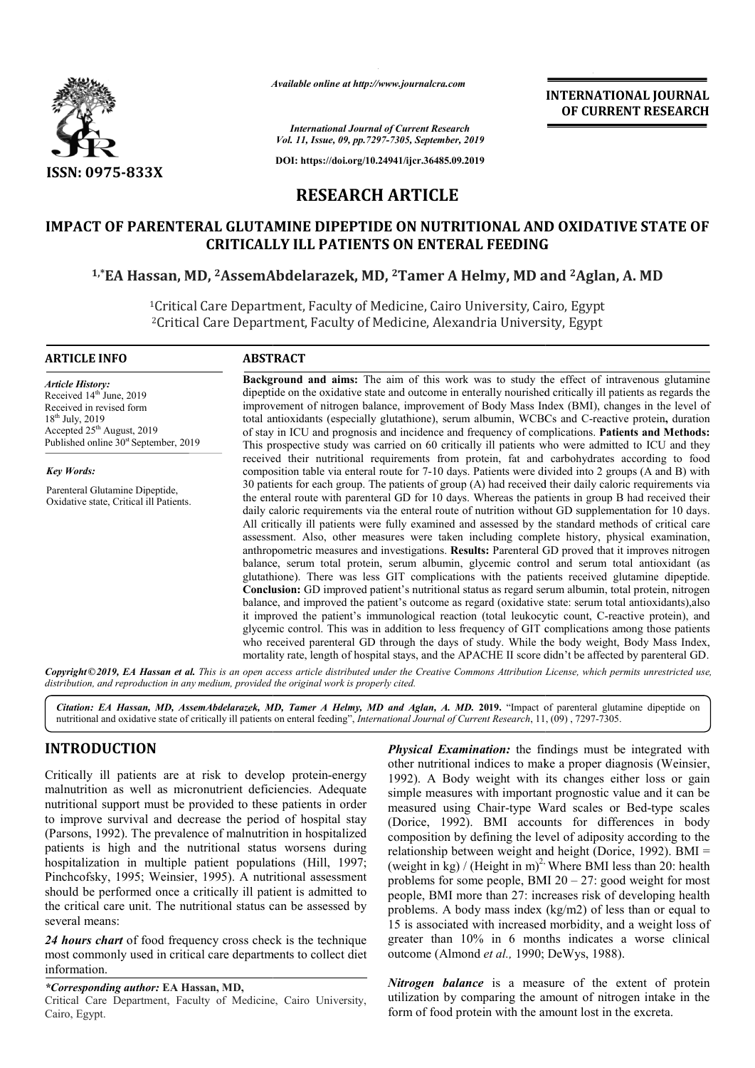*Available online at http://www.journalcra.com*

*International Journal of Current Research*
*Vol. 11, Issue, 09, pp.7297-7305, September, 2019*

**DOI: https://doi.org/10.24941/ijcr.36485.09.2019**

**ISSN: 0975-833X**

**INTERNATIONAL JOURNAL OF CURRENT RESEARCH**

# RESEARCH ARTICLE

# IMPACT OF PARENTERAL GLUTAMINE DIPEPTIDE ON NUTRITIONAL AND OXIDATIVE STATE OF CRITICALLY ILL PATIENTS ON ENTERAL FEEDING

**[1,*]EA Hassan, MD, [2]AssemAbdelarazek, MD, [2]Tamer A Helmy, MD and [2]Aglan, A. MD**

[1]Critical Care Department, Faculty of Medicine, Cairo University, Cairo, Egypt
[2]Critical Care Department, Faculty of Medicine, Alexandria University, Egypt

**ARTICLE INFO**

*Article History:*
Received 14th June, 2019
Received in revised form
18th July, 2019
Accepted 25th August, 2019
Published online 30st September, 2019

*Key Words:*
Parenteral Glutamine Dipeptide, Oxidative state, Critical ill Patients.

**ABSTRACT**

**Background and aims:** The aim of this work was to study the effect of intravenous glutamine dipeptide on the oxidative state and outcome in enterally nourished critically ill patients as regards the improvement of nitrogen balance, improvement of Body Mass Index (BMI), changes in the level of total antioxidants (especially glutathione), serum albumin, WCBCs and C-reactive protein**,** duration of stay in ICU and prognosis and incidence and frequency of complications. **Patients and Methods:** This prospective study was carried on 60 critically ill patients who were admitted to ICU and they received their nutritional requirements from protein, fat and carbohydrates according to food composition table via enteral route for 7-10 days. Patients were divided into 2 groups (A and B) with 30 patients for each group. The patients of group (A) had received their daily caloric requirements via the enteral route with parenteral GD for 10 days. Whereas the patients in group B had received their daily caloric requirements via the enteral route of nutrition without GD supplementation for 10 days. All critically ill patients were fully examined and assessed by the standard methods of critical care assessment. Also, other measures were taken including complete history, physical examination, anthropometric measures and investigations. **Results:** Parenteral GD proved that it improves nitrogen balance, serum total protein, serum albumin, glycemic control and serum total antioxidant (as glutathione). There was less GIT complications with the patients received glutamine dipeptide. **Conclusion:** GD improved patient's nutritional status as regard serum albumin, total protein, nitrogen balance, and improved the patient's outcome as regard (oxidative state: serum total antioxidants),also it improved the patient's immunological reaction (total leukocytic count, C-reactive protein), and glycemic control. This was in addition to less frequency of GIT complications among those patients who received parenteral GD through the days of study. While the body weight, Body Mass Index, mortality rate, length of hospital stays, and the APACHE II score didn't be affected by parenteral GD.

*Copyright©2019, EA Hassan et al. This is an open access article distributed under the Creative Commons Attribution License, which permits unrestricted use, distribution, and reproduction in any medium, provided the original work is properly cited.*

*Citation: EA Hassan, MD, AssemAbdelarazek, MD, Tamer A Helmy, MD and Aglan, A. MD.* **2019.** "Impact of parenteral glutamine dipeptide on nutritional and oxidative state of critically ill patients on enteral feeding", *International Journal of Current Research*, 11, (09) , 7297-7305.

## INTRODUCTION

Critically ill patients are at risk to develop protein-energy malnutrition as well as micronutrient deficiencies. Adequate nutritional support must be provided to these patients in order to improve survival and decrease the period of hospital stay (Parsons, 1992). The prevalence of malnutrition in hospitalized patients is high and the nutritional status worsens during hospitalization in multiple patient populations (Hill, 1997; Pinchcofsky, 1995; Weinsier, 1995). A nutritional assessment should be performed once a critically ill patient is admitted to the critical care unit. The nutritional status can be assessed by several means:

***24 hours chart*** of food frequency cross check is the technique most commonly used in critical care departments to collect diet information.

***Physical Examination:*** the findings must be integrated with other nutritional indices to make a proper diagnosis (Weinsier, 1992). A Body weight with its changes either loss or gain simple measures with important prognostic value and it can be measured using Chair-type Ward scales or Bed-type scales (Dorice, 1992). BMI accounts for differences in body composition by defining the level of adiposity according to the relationship between weight and height (Dorice, 1992). BMI = (weight in kg) / (Height in m)$^2$, Where BMI less than 20: health problems for some people, BMI 20 – 27: good weight for most people, BMI more than 27: increases risk of developing health problems. A body mass index (kg/m2) of less than or equal to 15 is associated with increased morbidity, and a weight loss of greater than 10% in 6 months indicates a worse clinical outcome (Almond *et al.,* 1990; DeWys, 1988).

***Nitrogen balance*** is a measure of the extent of protein utilization by comparing the amount of nitrogen intake in the form of food protein with the amount lost in the excreta.

*\*Corresponding author:* **EA Hassan, MD,**
Critical Care Department, Faculty of Medicine, Cairo University, Cairo, Egypt.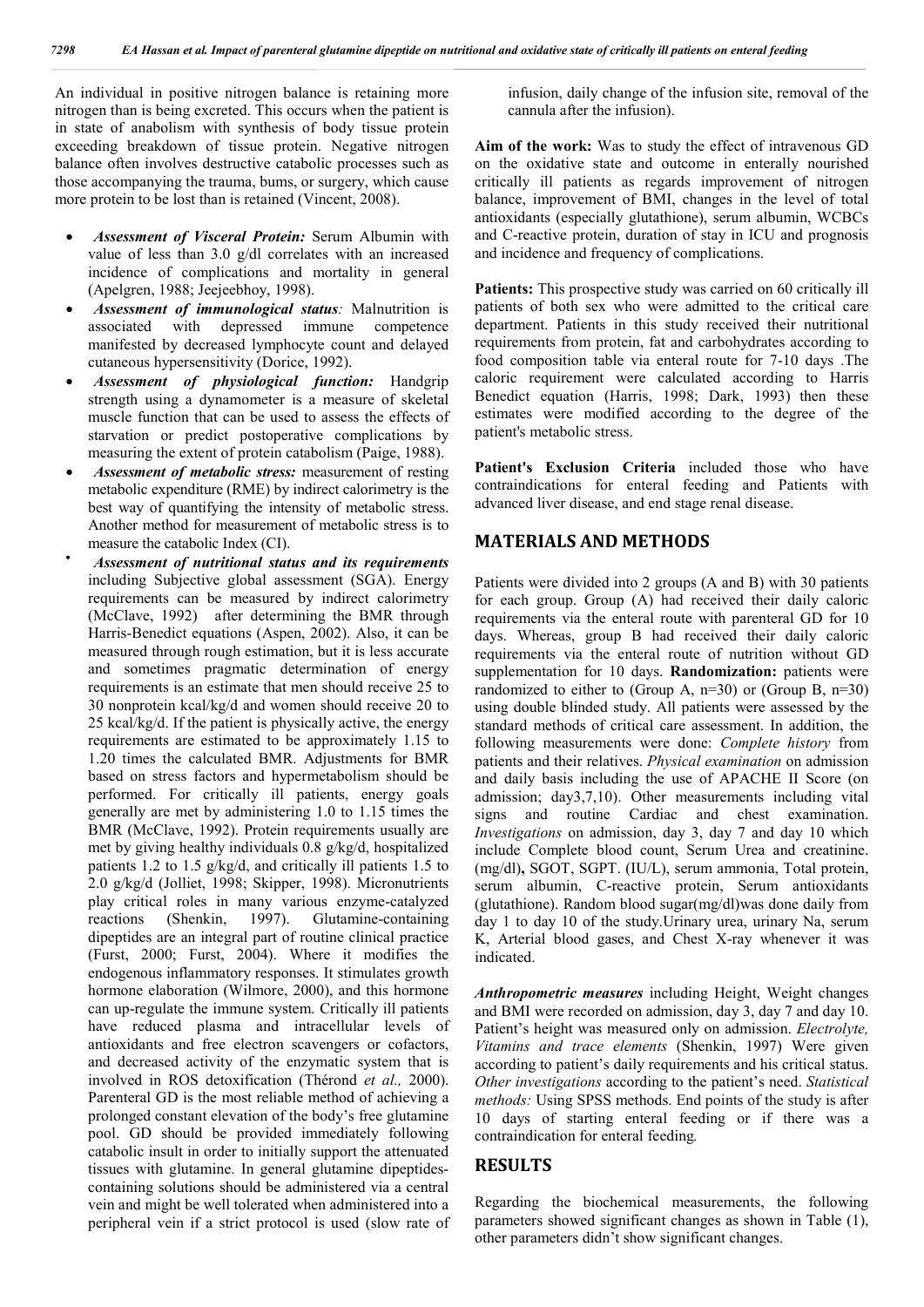An individual in positive nitrogen balance is retaining more nitrogen than is being excreted. This occurs when the patient is in state of anabolism with synthesis of body tissue protein exceeding breakdown of tissue protein. Negative nitrogen balance often involves destructive catabolic processes such as those accompanying the trauma, bums, or surgery, which cause more protein to be lost than is retained (Vincent, 2008).

- ***Assessment of Visceral Protein:*** Serum Albumin with value of less than 3.0 g/dl correlates with an increased incidence of complications and mortality in general (Apelgren, 1988; Jeejeebhoy, 1998).
- ***Assessment of immunological status:*** Malnutrition is associated with depressed immune competence manifested by decreased lymphocyte count and delayed cutaneous hypersensitivity (Dorice, 1992).
- ***Assessment of physiological function:*** Handgrip strength using a dynamometer is a measure of skeletal muscle function that can be used to assess the effects of starvation or predict postoperative complications by measuring the extent of protein catabolism (Paige, 1988).
- ***Assessment of metabolic stress:*** measurement of resting metabolic expenditure (RME) by indirect calorimetry is the best way of quantifying the intensity of metabolic stress. Another method for measurement of metabolic stress is to measure the catabolic Index (CI).
- ***Assessment of nutritional status and its requirements*** including Subjective global assessment (SGA). Energy requirements can be measured by indirect calorimetry (McClave, 1992) after determining the BMR through Harris-Benedict equations (Aspen, 2002). Also, it can be measured through rough estimation, but it is less accurate and sometimes pragmatic determination of energy requirements is an estimate that men should receive 25 to 30 nonprotein kcal/kg/d and women should receive 20 to 25 kcal/kg/d. If the patient is physically active, the energy requirements are estimated to be approximately 1.15 to 1.20 times the calculated BMR. Adjustments for BMR based on stress factors and hypermetabolism should be performed. For critically ill patients, energy goals generally are met by administering 1.0 to 1.15 times the BMR (McClave, 1992). Protein requirements usually are met by giving healthy individuals 0.8 g/kg/d, hospitalized patients 1.2 to 1.5 g/kg/d, and critically ill patients 1.5 to 2.0 g/kg/d (Jolliet, 1998; Skipper, 1998). Micronutrients play critical roles in many various enzyme-catalyzed reactions (Shenkin, 1997). Glutamine-containing dipeptides are an integral part of routine clinical practice (Furst, 2000; Furst, 2004). Where it modifies the endogenous inflammatory responses. It stimulates growth hormone elaboration (Wilmore, 2000), and this hormone can up-regulate the immune system. Critically ill patients have reduced plasma and intracellular levels of antioxidants and free electron scavengers or cofactors, and decreased activity of the enzymatic system that is involved in ROS detoxification (Thérond *et al.,* 2000). Parenteral GD is the most reliable method of achieving a prolonged constant elevation of the body's free glutamine pool. GD should be provided immediately following catabolic insult in order to initially support the attenuated tissues with glutamine. In general glutamine dipeptides-containing solutions should be administered via a central vein and might be well tolerated when administered into a peripheral vein if a strict protocol is used (slow rate of infusion, daily change of the infusion site, removal of the cannula after the infusion).

**Aim of the work:** Was to study the effect of intravenous GD on the oxidative state and outcome in enterally nourished critically ill patients as regards improvement of nitrogen balance, improvement of BMI, changes in the level of total antioxidants (especially glutathione), serum albumin, WCBCs and C-reactive protein, duration of stay in ICU and prognosis and incidence and frequency of complications.

**Patients:** This prospective study was carried on 60 critically ill patients of both sex who were admitted to the critical care department. Patients in this study received their nutritional requirements from protein, fat and carbohydrates according to food composition table via enteral route for 7-10 days .The caloric requirement were calculated according to Harris Benedict equation (Harris, 1998; Dark, 1993) then these estimates were modified according to the degree of the patient's metabolic stress.

**Patient's Exclusion Criteria** included those who have contraindications for enteral feeding and Patients with advanced liver disease, and end stage renal disease.

## MATERIALS AND METHODS

Patients were divided into 2 groups (A and B) with 30 patients for each group. Group (A) had received their daily caloric requirements via the enteral route with parenteral GD for 10 days. Whereas, group B had received their daily caloric requirements via the enteral route of nutrition without GD supplementation for 10 days. **Randomization:** patients were randomized to either to (Group A, n=30) or (Group B, n=30) using double blinded study. All patients were assessed by the standard methods of critical care assessment. In addition, the following measurements were done: *Complete history* from patients and their relatives. *Physical examination* on admission and daily basis including the use of APACHE II Score (on admission; day3,7,10). Other measurements including vital signs and routine Cardiac and chest examination. *Investigations* on admission, day 3, day 7 and day 10 which include Complete blood count, Serum Urea and creatinine. (mg/dl)**,** SGOT, SGPT. (IU/L), serum ammonia, Total protein, serum albumin, C-reactive protein, Serum antioxidants (glutathione). Random blood sugar(mg/dl)was done daily from day 1 to day 10 of the study.Urinary urea, urinary Na, serum K, Arterial blood gases, and Chest X-ray whenever it was indicated.

***Anthropometric measures*** including Height, Weight changes and BMI were recorded on admission, day 3, day 7 and day 10. Patient's height was measured only on admission. *Electrolyte, Vitamins and trace elements* (Shenkin, 1997) Were given according to patient's daily requirements and his critical status. *Other investigations* according to the patient's need. *Statistical methods:* Using SPSS methods. End points of the study is after 10 days of starting enteral feeding or if there was a contraindication for enteral feeding*.*

## RESULTS

Regarding the biochemical measurements, the following parameters showed significant changes as shown in Table (1), other parameters didn't show significant changes.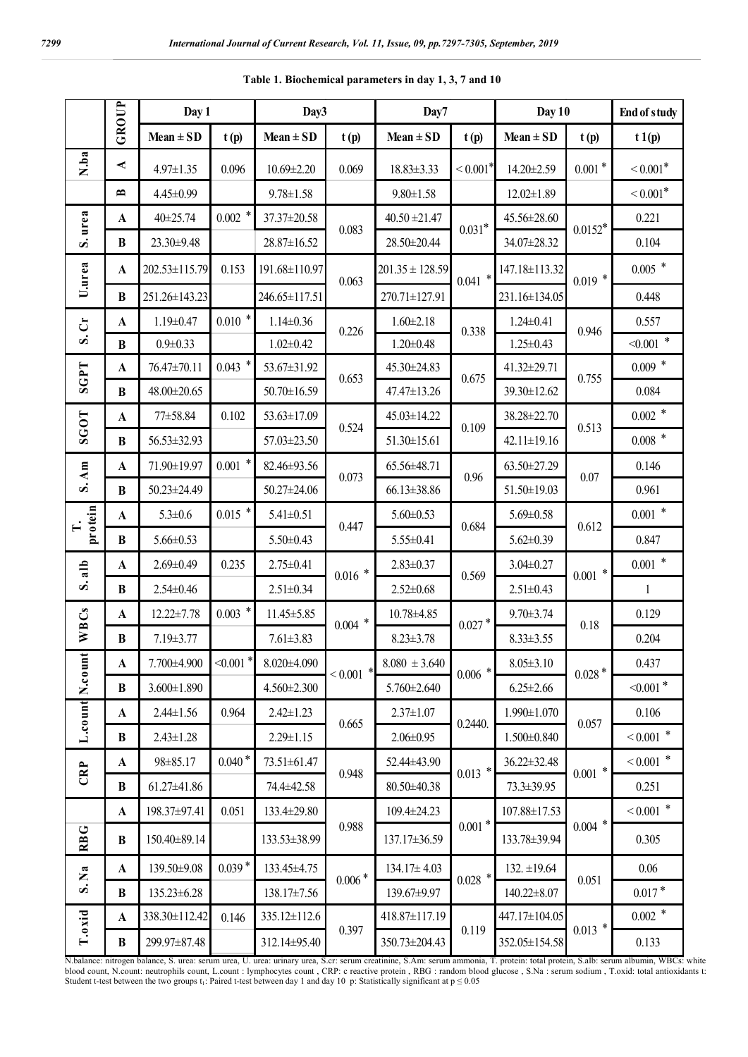**Table 1. Biochemical parameters in day 1, 3, 7 and 10**

| | GROUP | Day 1 | | Day3 | | Day7 | | Day 10 | | End of study |
|---|---|---|---|---|---|---|---|---|---|---|
| | | Mean ± SD | t (p) | Mean ± SD | t (p) | Mean ± SD | t (p) | Mean ± SD | t (p) | t 1(p) |
| N.ba | A | 4.97±1.35 | 0.096 | 10.69±2.20 | 0.069 | 18.83±3.33 | < 0.001* | 14.20±2.59 | 0.001 * | < 0.001* |
| | B | 4.45±0.99 | | 9.78±1.58 | | 9.80±1.58 | | 12.02±1.89 | | < 0.001* |
| S. urea | A | 40±25.74 | 0.002 * | 37.37±20.58 | 0.083 | 40.50 ±21.47 | 0.031* | 45.56±28.60 | 0.0152* | 0.221 |
| | B | 23.30±9.48 | | 28.87±16.52 | | 28.50±20.44 | | 34.07±28.32 | | 0.104 |
| U.urea | A | 202.53±115.79 | 0.153 | 191.68±110.97 | 0.063 | 201.35 ± 128.59 | 0.041 * | 147.18±113.32 | 0.019 * | 0.005 * |
| | B | 251.26±143.23 | | 246.65±117.51 | | 270.71±127.91 | | 231.16±134.05 | | 0.448 |
| S. Cr | A | 1.19±0.47 | 0.010 * | 1.14±0.36 | 0.226 | 1.60±2.18 | 0.338 | 1.24±0.41 | 0.946 | 0.557 |
| | B | 0.9±0.33 | | 1.02±0.42 | | 1.20±0.48 | | 1.25±0.43 | | <0.001 * |
| SGPT | A | 76.47±70.11 | 0.043 * | 53.67±31.92 | 0.653 | 45.30±24.83 | 0.675 | 41.32±29.71 | 0.755 | 0.009 * |
| | B | 48.00±20.65 | | 50.70±16.59 | | 47.47±13.26 | | 39.30±12.62 | | 0.084 |
| SGOT | A | 77±58.84 | 0.102 | 53.63±17.09 | 0.524 | 45.03±14.22 | 0.109 | 38.28±22.70 | 0.513 | 0.002 * |
| | B | 56.53±32.93 | | 57.03±23.50 | | 51.30±15.61 | | 42.11±19.16 | | 0.008 * |
| S. Am | A | 71.90±19.97 | 0.001 * | 82.46±93.56 | 0.073 | 65.56±48.71 | 0.96 | 63.50±27.29 | 0.07 | 0.146 |
| | B | 50.23±24.49 | | 50.27±24.06 | | 66.13±38.86 | | 51.50±19.03 | | 0.961 |
| T. protein | A | 5.3±0.6 | 0.015 * | 5.41±0.51 | 0.447 | 5.60±0.53 | 0.684 | 5.69±0.58 | 0.612 | 0.001 * |
| | B | 5.66±0.53 | | 5.50±0.43 | | 5.55±0.41 | | 5.62±0.39 | | 0.847 |
| S. alb | A | 2.69±0.49 | 0.235 | 2.75±0.41 | 0.016 * | 2.83±0.37 | 0.569 | 3.04±0.27 | 0.001 * | 0.001 * |
| | B | 2.54±0.46 | | 2.51±0.34 | | 2.52±0.68 | | 2.51±0.43 | | 1 |
| WBCs | A | 12.22±7.78 | 0.003 * | 11.45±5.85 | 0.004 * | 10.78±4.85 | 0.027 * | 9.70±3.74 | 0.18 | 0.129 |
| | B | 7.19±3.77 | | 7.61±3.83 | | 8.23±3.78 | | 8.33±3.55 | | 0.204 |
| N.count | A | 7.700±4.900 | <0.001 * | 8.020±4.090 | < 0.001 * | 8.080 ± 3.640 | 0.006 * | 8.05±3.10 | 0.028 * | 0.437 |
| | B | 3.600±1.890 | | 4.560±2.300 | | 5.760±2.640 | | 6.25±2.66 | | <0.001 * |
| L.count | A | 2.44±1.56 | 0.964 | 2.42±1.23 | 0.665 | 2.37±1.07 | 0.2440. | 1.990±1.070 | 0.057 | 0.106 |
| | B | 2.43±1.28 | | 2.29±1.15 | | 2.06±0.95 | | 1.500±0.840 | | < 0.001 * |
| CRP | A | 98±85.17 | 0.040 * | 73.51±61.47 | 0.948 | 52.44±43.90 | 0.013 * | 36.22±32.48 | 0.001 * | < 0.001 * |
| | B | 61.27±41.86 | | 74.4±42.58 | | 80.50±40.38 | | 73.3±39.95 | | 0.251 |
| RBG | A | 198.37±97.41 | 0.051 | 133.4±29.80 | 0.988 | 109.4±24.23 | 0.001 * | 107.88±17.53 | 0.004 * | < 0.001 * |
| | B | 150.40±89.14 | | 133.53±38.99 | | 137.17±36.59 | | 133.78±39.94 | | 0.305 |
| S. Na | A | 139.50±9.08 | 0.039 * | 133.45±4.75 | 0.006 * | 134.17± 4.03 | 0.028 * | 132. ±19.64 | 0.051 | 0.06 |
| | B | 135.23±6.28 | | 138.17±7.56 | | 139.67±9.97 | | 140.22±8.07 | | 0.017 * |
| T.oxid | A | 338.30±112.42 | 0.146 | 335.12±112.6 | 0.397 | 418.87±117.19 | 0.119 | 447.17±104.05 | 0.013 * | 0.002 * |
| | B | 299.97±87.48 | | 312.14±95.40 | | 350.73±204.43 | | 352.05±154.58 | | 0.133 |

N.balance: nitrogen balance, S. urea: serum urea, U. urea: urinary urea, S.cr: serum creatinine, S.Am: serum ammonia, T. protein: total protein, S.alb: serum albumin, WBCs: white blood count, N.count: neutrophils count, L.count : lymphocytes count , CRP: c reactive protein , RBG : random blood glucose , S.Na : serum sodium , T.oxid: total antioxidants t: Student t-test between the two groups $t_1$: Paired t-test between day 1 and day 10 p: Statistically significant at $p \leq 0.05$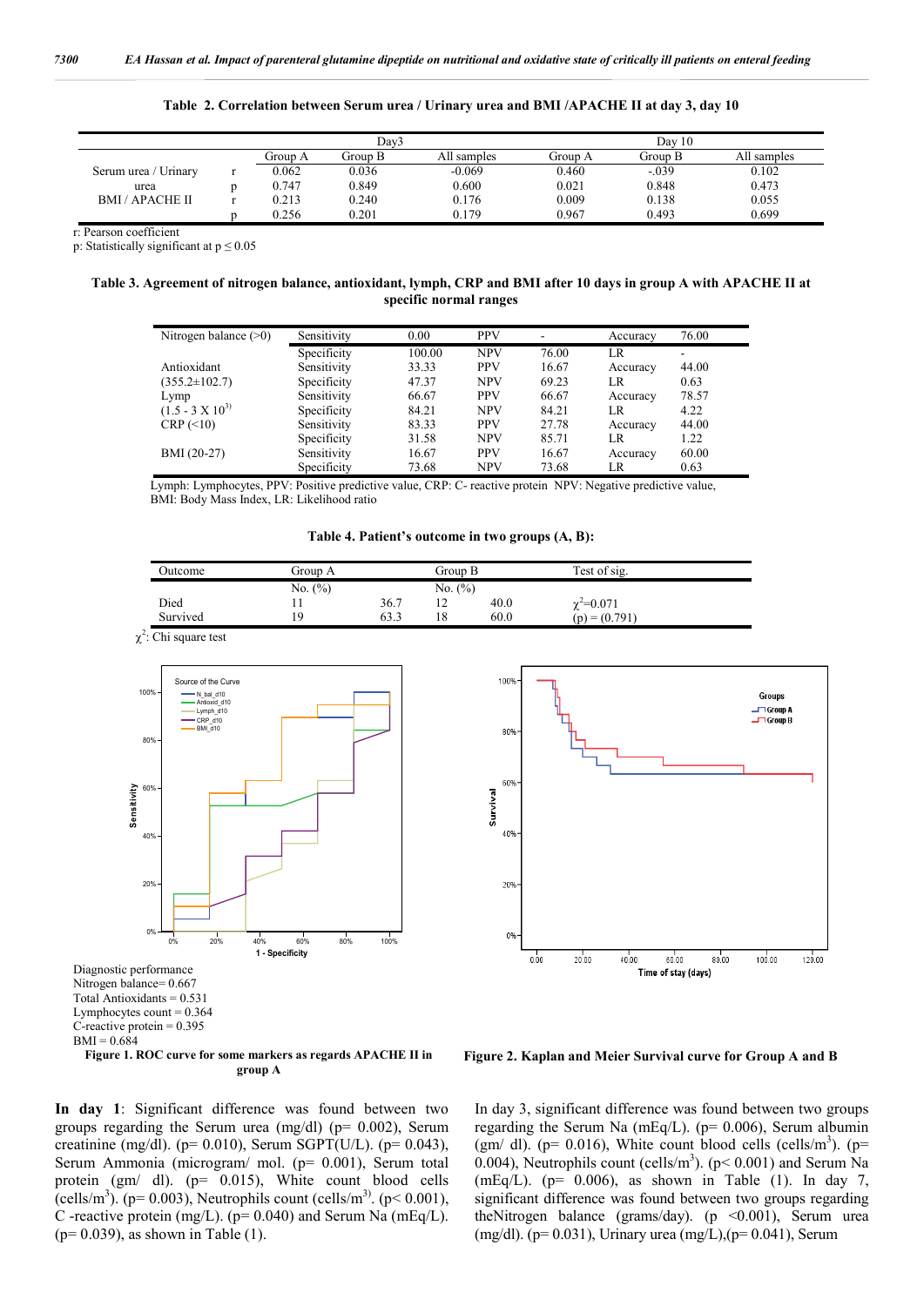**Table 2. Correlation between Serum urea / Urinary urea and BMI /APACHE II at day 3, day 10**

| | | Day3 | | | Day 10 | | |
|---|---|---|---|---|---|---|---|
| | | Group A | Group B | All samples | Group A | Group B | All samples |
| Serum urea / Urinary | r | 0.062 | 0.036 | -0.069 | 0.460 | -.039 | 0.102 |
| urea | p | 0.747 | 0.849 | 0.600 | 0.021 | 0.848 | 0.473 |
| BMI / APACHE II | r | 0.213 | 0.240 | 0.176 | 0.009 | 0.138 | 0.055 |
| | p | 0.256 | 0.201 | 0.179 | 0.967 | 0.493 | 0.699 |

r: Pearson coefficient
p: Statistically significant at $p \leq 0.05$

**Table 3. Agreement of nitrogen balance, antioxidant, lymph, CRP and BMI after 10 days in group A with APACHE II at specific normal ranges**

| | | | | | | |
|---|---|---|---|---|---|---|
| Nitrogen balance (>0) | Sensitivity | 0.00 | PPV | - | Accuracy | 76.00 |
| | Specificity | 100.00 | NPV | 76.00 | LR | - |
| Antioxidant | Sensitivity | 33.33 | PPV | 16.67 | Accuracy | 44.00 |
| (355.2±102.7) | Specificity | 47.37 | NPV | 69.23 | LR | 0.63 |
| Lymp | Sensitivity | 66.67 | PPV | 66.67 | Accuracy | 78.57 |
| (1.5 - 3 X $10^{3}$) | Specificity | 84.21 | NPV | 84.21 | LR | 4.22 |
| CRP (<10) | Sensitivity | 83.33 | PPV | 27.78 | Accuracy | 44.00 |
| | Specificity | 31.58 | NPV | 85.71 | LR | 1.22 |
| BMI (20-27) | Sensitivity | 16.67 | PPV | 16.67 | Accuracy | 60.00 |
| | Specificity | 73.68 | NPV | 73.68 | LR | 0.63 |

Lymph: Lymphocytes, PPV: Positive predictive value, CRP: C- reactive protein NPV: Negative predictive value, BMI: Body Mass Index, LR: Likelihood ratio

**Table 4. Patient's outcome in two groups (A, B):**

| Outcome | Group A | | Group B | | Test of sig. |
|---|---|---|---|---|---|
| | No. (%) | | No. (%) | | |
| Died | 11 | 36.7 | 12 | 40.0 | $\chi^2$=0.071 |
| Survived | 19 | 63.3 | 18 | 60.0 | (p) = (0.791) |

$\chi^2$: Chi square test

Diagnostic performance
Nitrogen balance= 0.667
Total Antioxidants = 0.531
Lymphocytes count = 0.364
C-reactive protein = 0.395
BMI = 0.684

**Figure 1. ROC curve for some markers as regards APACHE II in group A**

**Figure 2. Kaplan and Meier Survival curve for Group A and B**

**In day 1**: Significant difference was found between two groups regarding the Serum urea (mg/dl) (p= 0.002), Serum creatinine (mg/dl). (p= 0.010), Serum SGPT(U/L). (p= 0.043), Serum Ammonia (microgram/ mol. (p= 0.001), Serum total protein (gm/ dl). (p= 0.015), White count blood cells (cells/$m^3$). (p= 0.003), Neutrophils count (cells/$m^3$). (p< 0.001), C -reactive protein (mg/L). (p= 0.040) and Serum Na (mEq/L). (p= 0.039), as shown in Table (1).

In day 3, significant difference was found between two groups regarding the Serum Na (mEq/L). (p= 0.006), Serum albumin (gm/ dl). (p= 0.016), White count blood cells (cells/$m^3$). (p= 0.004), Neutrophils count (cells/$m^3$). (p< 0.001) and Serum Na (mEq/L). (p= 0.006), as shown in Table (1). In day 7, significant difference was found between two groups regarding theNitrogen balance (grams/day). (p <0.001), Serum urea (mg/dl). (p= 0.031), Urinary urea (mg/L),(p= 0.041), Serum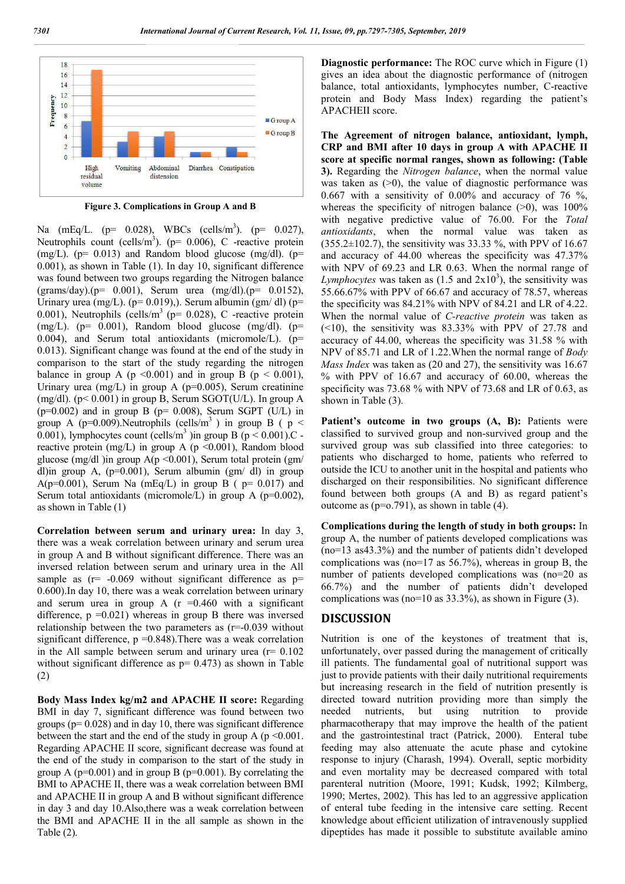Figure 3. Complications in Group A and B

Na (mEq/L. (p= 0.028), WBCs (cells/m$^3$). (p= 0.027), Neutrophils count (cells/m$^3$). (p= 0.006), C -reactive protein (mg/L). (p= 0.013) and Random blood glucose (mg/dl). (p= 0.001), as shown in Table (1). In day 10, significant difference was found between two groups regarding the Nitrogen balance (grams/day).(p= 0.001), Serum urea (mg/dl).(p= 0.0152), Urinary urea (mg/L). (p= 0.019),). Serum albumin (gm/ dl) (p= 0.001), Neutrophils (cells/m$^3$ (p= 0.028), C -reactive protein (mg/L). (p= 0.001), Random blood glucose (mg/dl). (p= 0.004), and Serum total antioxidants (micromole/L). (p= 0.013). Significant change was found at the end of the study in comparison to the start of the study regarding the nitrogen balance in group A (p <0.001) and in group B (p < 0.001), Urinary urea (mg/L) in group A (p=0.005), Serum creatinine (mg/dl). (p< 0.001) in group B, Serum SGOT(U/L). In group A (p=0.002) and in group B (p= 0.008), Serum SGPT (U/L) in group A (p=0.009).Neutrophils (cells/m$^3$ ) in group B ( p < 0.001), lymphocytes count (cells/m$^3$ )in group B (p < 0.001).C - reactive protein (mg/L) in group A (p <0.001), Random blood glucose (mg/dl )in group A(p <0.001), Serum total protein (gm/ dl)in group A, (p=0.001), Serum albumin (gm/ dl) in group A(p=0.001), Serum Na (mEq/L) in group B ( p= 0.017) and Serum total antioxidants (micromole/L) in group A (p=0.002), as shown in Table (1)

**Correlation between serum and urinary urea:** In day 3, there was a weak correlation between urinary and serum urea in group A and B without significant difference. There was an inversed relation between serum and urinary urea in the All sample as (r= -0.069 without significant difference as p= 0.600).In day 10, there was a weak correlation between urinary and serum urea in group A (r =0.460 with a significant difference, p =0.021) whereas in group B there was inversed relationship between the two parameters as (r=-0.039 without significant difference, p =0.848).There was a weak correlation in the All sample between serum and urinary urea (r= 0.102 without significant difference as p= 0.473) as shown in Table (2)

**Body Mass Index kg/m2 and APACHE II score:** Regarding BMI in day 7, significant difference was found between two groups (p= 0.028) and in day 10, there was significant difference between the start and the end of the study in group A (p <0.001. Regarding APACHE II score, significant decrease was found at the end of the study in comparison to the start of the study in group A (p=0.001) and in group B (p=0.001). By correlating the BMI to APACHE II, there was a weak correlation between BMI and APACHE II in group A and B without significant difference in day 3 and day 10.Also,there was a weak correlation between the BMI and APACHE II in the all sample as shown in the Table (2).

**Diagnostic performance:** The ROC curve which in Figure (1) gives an idea about the diagnostic performance of (nitrogen balance, total antioxidants, lymphocytes number, C-reactive protein and Body Mass Index) regarding the patient's APACHEII score.

**The Agreement of nitrogen balance, antioxidant, lymph, CRP and BMI after 10 days in group A with APACHE II score at specific normal ranges, shown as following: (Table 3).** Regarding the *Nitrogen balance*, when the normal value was taken as (>0), the value of diagnostic performance was 0.667 with a sensitivity of 0.00% and accuracy of 76 %, whereas the specificity of nitrogen balance (>0), was 100% with negative predictive value of 76.00. For the *Total antioxidants*, when the normal value was taken as (355.2±102.7), the sensitivity was 33.33 %, with PPV of 16.67 and accuracy of 44.00 whereas the specificity was 47.37% with NPV of 69.23 and LR 0.63. When the normal range of *Lymphocytes* was taken as (1.5 and 2x10$^3$), the sensitivity was 55.66.67% with PPV of 66.67 and accuracy of 78.57, whereas the specificity was 84.21% with NPV of 84.21 and LR of 4.22. When the normal value of *C-reactive protein* was taken as (<10), the sensitivity was 83.33% with PPV of 27.78 and accuracy of 44.00, whereas the specificity was 31.58 % with NPV of 85.71 and LR of 1.22.When the normal range of *Body Mass Index* was taken as (20 and 27), the sensitivity was 16.67 % with PPV of 16.67 and accuracy of 60.00, whereas the specificity was 73.68 % with NPV of 73.68 and LR of 0.63, as shown in Table (3).

**Patient's outcome in two groups (A, B):** Patients were classified to survived group and non-survived group and the survived group was sub classified into three categories: to patients who discharged to home, patients who referred to outside the ICU to another unit in the hospital and patients who discharged on their responsibilities. No significant difference found between both groups (A and B) as regard patient's outcome as (p=o.791), as shown in table (4).

**Complications during the length of study in both groups:** In group A, the number of patients developed complications was (no=13 as43.3%) and the number of patients didn't developed complications was (no=17 as 56.7%), whereas in group B, the number of patients developed complications was (no=20 as 66.7%) and the number of patients didn't developed complications was (no=10 as 33.3%), as shown in Figure (3).

## DISCUSSION

Nutrition is one of the keystones of treatment that is, unfortunately, over passed during the management of critically ill patients. The fundamental goal of nutritional support was just to provide patients with their daily nutritional requirements but increasing research in the field of nutrition presently is directed toward nutrition providing more than simply the needed nutrients, but using nutrition to provide pharmacotherapy that may improve the health of the patient and the gastrointestinal tract (Patrick, 2000). Enteral tube feeding may also attenuate the acute phase and cytokine response to injury (Charash, 1994). Overall, septic morbidity and even mortality may be decreased compared with total parenteral nutrition (Moore, 1991; Kudsk, 1992; Kilmberg, 1990; Mertes, 2002). This has led to an aggressive application of enteral tube feeding in the intensive care setting. Recent knowledge about efficient utilization of intravenously supplied dipeptides has made it possible to substitute available amino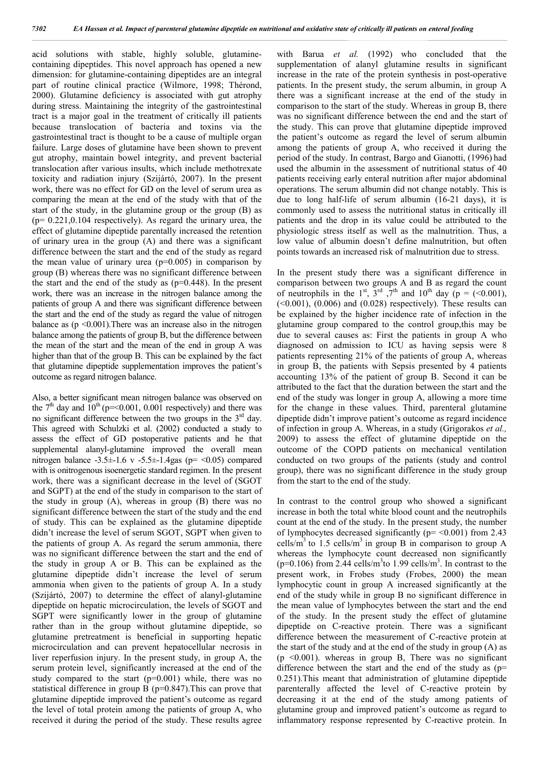acid solutions with stable, highly soluble, glutamine-containing dipeptides. This novel approach has opened a new dimension: for glutamine-containing dipeptides are an integral part of routine clinical practice (Wilmore, 1998; Thérond, 2000). Glutamine deficiency is associated with gut atrophy during stress. Maintaining the integrity of the gastrointestinal tract is a major goal in the treatment of critically ill patients because translocation of bacteria and toxins via the gastrointestinal tract is thought to be a cause of multiple organ failure. Large doses of glutamine have been shown to prevent gut atrophy, maintain bowel integrity, and prevent bacterial translocation after various insults, which include methotrexate toxicity and radiation injury (Szijártó, 2007). In the present work, there was no effect for GD on the level of serum urea as comparing the mean at the end of the study with that of the start of the study, in the glutamine group or the group (B) as (p= 0.221,0.104 respectively). As regard the urinary urea, the effect of glutamine dipeptide parentally increased the retention of urinary urea in the group (A) and there was a significant difference between the start and the end of the study as regard the mean value of urinary urea (p=0.005) in comparison by group (B) whereas there was no significant difference between the start and the end of the study as (p=0.448). In the present work, there was an increase in the nitrogen balance among the patients of group A and there was significant difference between the start and the end of the study as regard the value of nitrogen balance as (p <0.001).There was an increase also in the nitrogen balance among the patients of group B, but the difference between the mean of the start and the mean of the end in group A was higher than that of the group B. This can be explained by the fact that glutamine dipeptide supplementation improves the patient's outcome as regard nitrogen balance.

Also, a better significant mean nitrogen balance was observed on the 7th day and 10th (p=<0.001, 0.001 respectively) and there was no significant difference between the two groups in the 3rd day. This agreed with Schulzki et al. (2002) conducted a study to assess the effect of GD postoperative patients and he that supplemental alanyl-glutamine improved the overall mean nitrogen balance -3.5±-1.6 v -5.5±-1.4gas (p= <0.05) compared with is onitrogenous isoenergetic standard regimen. In the present work, there was a significant decrease in the level of (SGOT and SGPT) at the end of the study in comparison to the start of the study in group (A), whereas in group (B) there was no significant difference between the start of the study and the end of study. This can be explained as the glutamine dipeptide didn't increase the level of serum SGOT, SGPT when given to the patients of group A. As regard the serum ammonia, there was no significant difference between the start and the end of the study in group A or B. This can be explained as the glutamine dipeptide didn't increase the level of serum ammonia when given to the patients of group A. In a study (Szijártó, 2007) to determine the effect of alanyl-glutamine dipeptide on hepatic microcirculation, the levels of SGOT and SGPT were significantly lower in the group of glutamine rather than in the group without glutamine dipeptide, so glutamine pretreatment is beneficial in supporting hepatic microcirculation and can prevent hepatocellular necrosis in liver reperfusion injury. In the present study, in group A, the serum protein level, significantly increased at the end of the study compared to the start (p=0.001) while, there was no statistical difference in group B (p=0.847).This can prove that glutamine dipeptide improved the patient's outcome as regard the level of total protein among the patients of group A, who received it during the period of the study. These results agree with Barua *et al.* (1992) who concluded that the supplementation of alanyl glutamine results in significant increase in the rate of the protein synthesis in post-operative patients. In the present study, the serum albumin, in group A there was a significant increase at the end of the study in comparison to the start of the study. Whereas in group B, there was no significant difference between the end and the start of the study. This can prove that glutamine dipeptide improved the patient's outcome as regard the level of serum albumin among the patients of group A, who received it during the period of the study. In contrast, Bargo and Gianotti, (1996) had used the albumin in the assessment of nutritional status of 40 patients receiving early enteral nutrition after major abdominal operations. The serum albumin did not change notably. This is due to long half-life of serum albumin (16-21 days), it is commonly used to assess the nutritional status in critically ill patients and the drop in its value could be attributed to the physiologic stress itself as well as the malnutrition. Thus, a low value of albumin doesn't define malnutrition, but often points towards an increased risk of malnutrition due to stress.

In the present study there was a significant difference in comparison between two groups A and B as regard the count of neutrophils in the 1st, 3rd ,7th and 10th day (p = (<0.001), (<0.001), (0.006) and (0.028) respectively). These results can be explained by the higher incidence rate of infection in the glutamine group compared to the control group,this may be due to several causes as: First the patients in group A who diagnosed on admission to ICU as having sepsis were 8 patients representing 21% of the patients of group A, whereas in group B, the patients with Sepsis presented by 4 patients accounting 13% of the patient of group B. Second it can be attributed to the fact that the duration between the start and the end of the study was longer in group A, allowing a more time for the change in these values. Third, parenteral glutamine dipeptide didn't improve patient's outcome as regard incidence of infection in group A. Whereas, in a study (Grigorakos *et al.,* 2009) to assess the effect of glutamine dipeptide on the outcome of the COPD patients on mechanical ventilation conducted on two groups of the patients (study and control group), there was no significant difference in the study group from the start to the end of the study.

In contrast to the control group who showed a significant increase in both the total white blood count and the neutrophils count at the end of the study. In the present study, the number of lymphocytes decreased significantly (p= <0.001) from 2.43 cells/m$^3$ to 1.5 cells/m$^3$ in group B in comparison to group A whereas the lymphocyte count decreased non significantly (p=0.106) from 2.44 cells/m$^3$to 1.99 cells/m$^3$. In contrast to the present work, in Frobes study (Frobes, 2000) the mean lymphocytic count in group A increased significantly at the end of the study while in group B no significant difference in the mean value of lymphocytes between the start and the end of the study. In the present study the effect of glutamine dipeptide on C-reactive protein. There was a significant difference between the measurement of C-reactive protein at the start of the study and at the end of the study in group (A) as (p <0.001). whereas in group B, There was no significant difference between the start and the end of the study as (p= 0.251).This meant that administration of glutamine dipeptide parenterally affected the level of C-reactive protein by decreasing it at the end of the study among patients of glutamine group and improved patient's outcome as regard to inflammatory response represented by C-reactive protein. In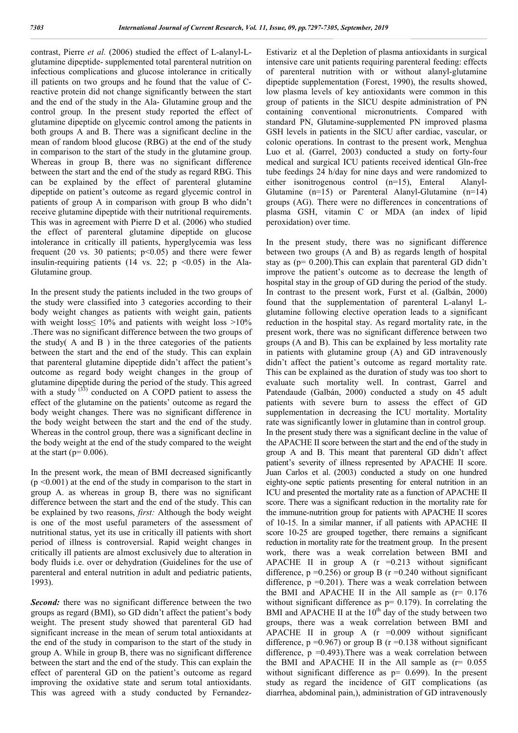contrast, Pierre *et al.* (2006) studied the effect of L-alanyl-L-glutamine dipeptide- supplemented total parenteral nutrition on infectious complications and glucose intolerance in critically ill patients on two groups and he found that the value of C-reactive protein did not change significantly between the start and the end of the study in the Ala- Glutamine group and the control group. In the present study reported the effect of glutamine dipeptide on glycemic control among the patients in both groups A and B. There was a significant decline in the mean of random blood glucose (RBG) at the end of the study in comparison to the start of the study in the glutamine group. Whereas in group B, there was no significant difference between the start and the end of the study as regard RBG. This can be explained by the effect of parenteral glutamine dipeptide on patient's outcome as regard glycemic control in patients of group A in comparison with group B who didn't receive glutamine dipeptide with their nutritional requirements. This was in agreement with Pierre D et al. (2006) who studied the effect of parenteral glutamine dipeptide on glucose intolerance in critically ill patients, hyperglycemia was less frequent (20 vs. 30 patients; $p<0.05$) and there were fewer insulin-requiring patients (14 vs. 22; $p<0.05$) in the Ala-Glutamine group.

In the present study the patients included in the two groups of the study were classified into 3 categories according to their body weight changes as patients with weight gain, patients with weight loss≤ 10% and patients with weight loss >10% .There was no significant difference between the two groups of the study( A and B ) in the three categories of the patients between the start and the end of the study. This can explain that parenteral glutamine dipeptide didn't affect the patient's outcome as regard body weight changes in the group of glutamine dipeptide during the period of the study. This agreed with a study [33] conducted on A COPD patient to assess the effect of the glutamine on the patients' outcome as regard the body weight changes. There was no significant difference in the body weight between the start and the end of the study. Whereas in the control group, there was a significant decline in the body weight at the end of the study compared to the weight at the start ($p= 0.006$).

In the present work, the mean of BMI decreased significantly ($p<0.001$) at the end of the study in comparison to the start in group A. as whereas in group B, there was no significant difference between the start and the end of the study. This can be explained by two reasons, *first:* Although the body weight is one of the most useful parameters of the assessment of nutritional status, yet its use in critically ill patients with short period of illness is controversial. Rapid weight changes in critically ill patients are almost exclusively due to alteration in body fluids i.e. over or dehydration (Guidelines for the use of parenteral and enteral nutrition in adult and pediatric patients, 1993).

***Second:*** there was no significant difference between the two groups as regard (BMI), so GD didn't affect the patient's body weight. The present study showed that parenteral GD had significant increase in the mean of serum total antioxidants at the end of the study in comparison to the start of the study in group A. While in group B, there was no significant difference between the start and the end of the study. This can explain the effect of parenteral GD on the patient's outcome as regard improving the oxidative state and serum total antioxidants. This was agreed with a study conducted by Fernandez-Estivariz et al the Depletion of plasma antioxidants in surgical intensive care unit patients requiring parenteral feeding: effects of parenteral nutrition with or without alanyl-glutamine dipeptide supplementation (Forest, 1990), the results showed, low plasma levels of key antioxidants were common in this group of patients in the SICU despite administration of PN containing conventional micronutrients. Compared with standard PN, Glutamine-supplemented PN improved plasma GSH levels in patients in the SICU after cardiac, vascular, or colonic operations. In contrast to the present work, Menghua Luo et al. (Garrel, 2003) conducted a study on forty-four medical and surgical ICU patients received identical Gln-free tube feedings 24 h/day for nine days and were randomized to either isonitrogenous control (n=15), Enteral Alanyl-Glutamine (n=15) or Parenteral Alanyl-Glutamine (n=14) groups (AG). There were no differences in concentrations of plasma GSH, vitamin C or MDA (an index of lipid peroxidation) over time.

In the present study, there was no significant difference between two groups (A and B) as regards length of hospital stay as ($p= 0.200$).This can explain that parenteral GD didn't improve the patient's outcome as to decrease the length of hospital stay in the group of GD during the period of the study. In contrast to the present work, Furst et al. (Galbán, 2000) found that the supplementation of parenteral L-alanyl L-glutamine following elective operation leads to a significant reduction in the hospital stay. As regard mortality rate, in the present work, there was no significant difference between two groups (A and B). This can be explained by less mortality rate in patients with glutamine group (A) and GD intravenously didn't affect the patient's outcome as regard mortality rate. This can be explained as the duration of study was too short to evaluate such mortality well. In contrast, Garrel and Patendaude (Galbán, 2000) conducted a study on 45 adult patients with severe burn to assess the effect of GD supplementation in decreasing the ICU mortality. Mortality rate was significantly lower in glutamine than in control group. In the present study there was a significant decline in the value of the APACHE II score between the start and the end of the study in group A and B. This meant that parenteral GD didn't affect patient's severity of illness represented by APACHE II score. Juan Carlos et al. (2003) conducted a study on one hundred eighty-one septic patients presenting for enteral nutrition in an ICU and presented the mortality rate as a function of APACHE II score. There was a significant reduction in the mortality rate for the immune-nutrition group for patients with APACHE II scores of 10-15. In a similar manner, if all patients with APACHE II score 10-25 are grouped together, there remains a significant reduction in mortality rate for the treatment group. In the present work, there was a weak correlation between BMI and APACHE II in group A ($r=0.213$ without significant difference, $p=0.256$) or group B ($r=0.240$ without significant difference, $p=0.201$). There was a weak correlation between the BMI and APACHE II in the All sample as ($r= 0.176$ without significant difference as $p= 0.179$). In correlating the BMI and APACHE II at the 10th day of the study between two groups, there was a weak correlation between BMI and APACHE II in group A ($r=0.009$ without significant difference, $p=0.967$) or group B ($r=0.138$ without significant difference, $p=0.493$).There was a weak correlation between the BMI and APACHE II in the All sample as ($r= 0.055$ without significant difference as $p= 0.699$). In the present study as regard the incidence of GIT complications (as diarrhea, abdominal pain,), administration of GD intravenously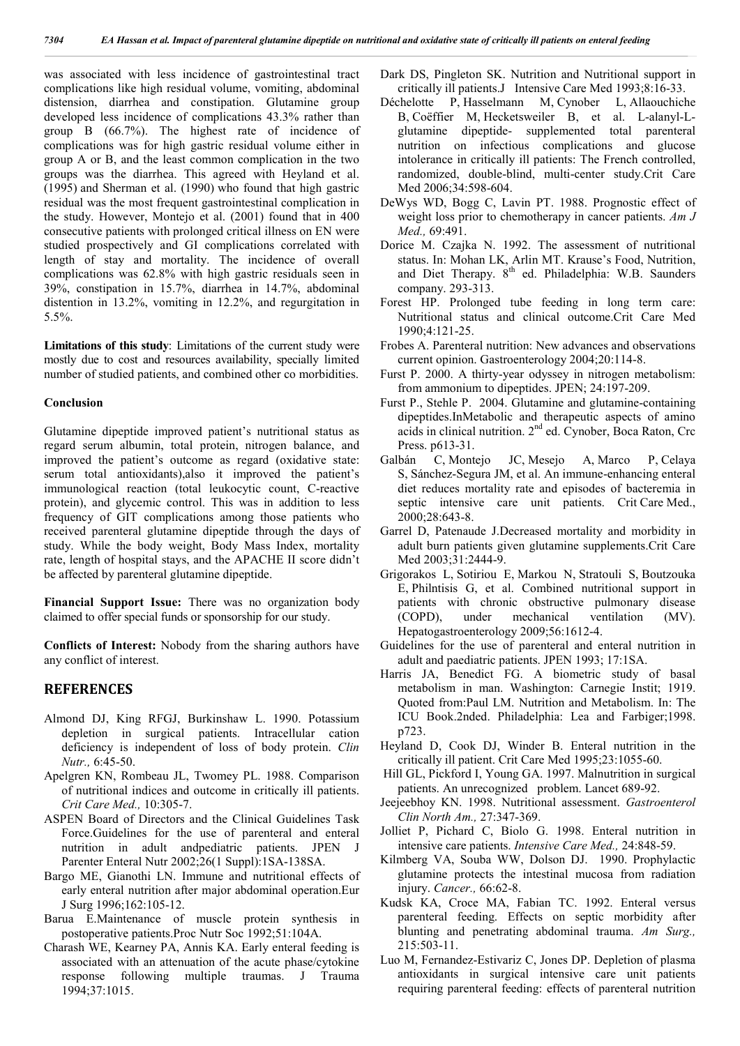was associated with less incidence of gastrointestinal tract complications like high residual volume, vomiting, abdominal distension, diarrhea and constipation. Glutamine group developed less incidence of complications 43.3% rather than group B (66.7%). The highest rate of incidence of complications was for high gastric residual volume either in group A or B, and the least common complication in the two groups was the diarrhea. This agreed with Heyland et al. (1995) and Sherman et al. (1990) who found that high gastric residual was the most frequent gastrointestinal complication in the study. However, Montejo et al. (2001) found that in 400 consecutive patients with prolonged critical illness on EN were studied prospectively and GI complications correlated with length of stay and mortality. The incidence of overall complications was 62.8% with high gastric residuals seen in 39%, constipation in 15.7%, diarrhea in 14.7%, abdominal distention in 13.2%, vomiting in 12.2%, and regurgitation in 5.5%.

**Limitations of this study**: Limitations of the current study were mostly due to cost and resources availability, specially limited number of studied patients, and combined other co morbidities.

### Conclusion

Glutamine dipeptide improved patient's nutritional status as regard serum albumin, total protein, nitrogen balance, and improved the patient's outcome as regard (oxidative state: serum total antioxidants),also it improved the patient's immunological reaction (total leukocytic count, C-reactive protein), and glycemic control. This was in addition to less frequency of GIT complications among those patients who received parenteral glutamine dipeptide through the days of study. While the body weight, Body Mass Index, mortality rate, length of hospital stays, and the APACHE II score didn't be affected by parenteral glutamine dipeptide.

**Financial Support Issue:** There was no organization body claimed to offer special funds or sponsorship for our study.

**Conflicts of Interest:** Nobody from the sharing authors have any conflict of interest.

## REFERENCES

- Almond DJ, King RFGJ, Burkinshaw L. 1990. Potassium depletion in surgical patients. Intracellular cation deficiency is independent of loss of body protein. *Clin Nutr.,* 6:45-50.
- Apelgren KN, Rombeau JL, Twomey PL. 1988. Comparison of nutritional indices and outcome in critically ill patients. *Crit Care Med.,* 10:305-7.
- ASPEN Board of Directors and the Clinical Guidelines Task Force.Guidelines for the use of parenteral and enteral nutrition in adult andpediatric patients. JPEN J Parenter Enteral Nutr 2002;26(1 Suppl):1SA-138SA.
- Bargo ME, Gianothi LN. Immune and nutritional effects of early enteral nutrition after major abdominal operation.Eur J Surg 1996;162:105-12.
- Barua E.Maintenance of muscle protein synthesis in postoperative patients.Proc Nutr Soc 1992;51:104A.
- Charash WE, Kearney PA, Annis KA. Early enteral feeding is associated with an attenuation of the acute phase/cytokine response following multiple traumas. J Trauma 1994;37:1015.
- Dark DS, Pingleton SK. Nutrition and Nutritional support in critically ill patients.J Intensive Care Med 1993;8:16-33.
- Déchelotte P, Hasselmann M, Cynober L, Allaouchiche B, Coëffier M, Hecketsweiler B, et al. L-alanyl-L-glutamine dipeptide- supplemented total parenteral nutrition on infectious complications and glucose intolerance in critically ill patients: The French controlled, randomized, double-blind, multi-center study.Crit Care Med 2006;34:598-604.
- DeWys WD, Bogg C, Lavin PT. 1988. Prognostic effect of weight loss prior to chemotherapy in cancer patients. *Am J Med.,* 69:491.
- Dorice M. Czajka N. 1992. The assessment of nutritional status. In: Mohan LK, Arlin MT. Krause's Food, Nutrition, and Diet Therapy. 8th ed. Philadelphia: W.B. Saunders company. 293-313.
- Forest HP. Prolonged tube feeding in long term care: Nutritional status and clinical outcome.Crit Care Med 1990;4:121-25.
- Frobes A. Parenteral nutrition: New advances and observations current opinion. Gastroenterology 2004;20:114-8.
- Furst P. 2000. A thirty-year odyssey in nitrogen metabolism: from ammonium to dipeptides. JPEN; 24:197-209.
- Furst P., Stehle P. 2004. Glutamine and glutamine-containing dipeptides.InMetabolic and therapeutic aspects of amino acids in clinical nutrition. 2nd ed. Cynober, Boca Raton, Crc Press. p613-31.
- Galbán C, Montejo JC, Mesejo A, Marco P, Celaya S, Sánchez-Segura JM, et al. An immune-enhancing enteral diet reduces mortality rate and episodes of bacteremia in septic intensive care unit patients. Crit Care Med., 2000;28:643-8.
- Garrel D, Patenaude J.Decreased mortality and morbidity in adult burn patients given glutamine supplements.Crit Care Med 2003;31:2444-9.
- Grigorakos L, Sotiriou E, Markou N, Stratouli S, Boutzouka E, Philntisis G, et al. Combined nutritional support in patients with chronic obstructive pulmonary disease (COPD), under mechanical ventilation (MV). Hepatogastroenterology 2009;56:1612-4.
- Guidelines for the use of parenteral and enteral nutrition in adult and paediatric patients. JPEN 1993; 17:1SA.
- Harris JA, Benedict FG. A biometric study of basal metabolism in man. Washington: Carnegie Instit; 1919. Quoted from:Paul LM. Nutrition and Metabolism. In: The ICU Book.2nded. Philadelphia: Lea and Farbiger;1998. p723.
- Heyland D, Cook DJ, Winder B. Enteral nutrition in the critically ill patient. Crit Care Med 1995;23:1055-60.
- Hill GL, Pickford I, Young GA. 1997. Malnutrition in surgical patients. An unrecognized problem. Lancet 689-92.
- Jeejeebhoy KN. 1998. Nutritional assessment. *Gastroenterol Clin North Am.,* 27:347-369.
- Jolliet P, Pichard C, Biolo G. 1998. Enteral nutrition in intensive care patients. *Intensive Care Med.,* 24:848-59.
- Kilmberg VA, Souba WW, Dolson DJ. 1990. Prophylactic glutamine protects the intestinal mucosa from radiation injury. *Cancer.,* 66:62-8.
- Kudsk KA, Croce MA, Fabian TC. 1992. Enteral versus parenteral feeding. Effects on septic morbidity after blunting and penetrating abdominal trauma. *Am Surg.,* 215:503-11.
- Luo M, Fernandez-Estivariz C, Jones DP. Depletion of plasma antioxidants in surgical intensive care unit patients requiring parenteral feeding: effects of parenteral nutrition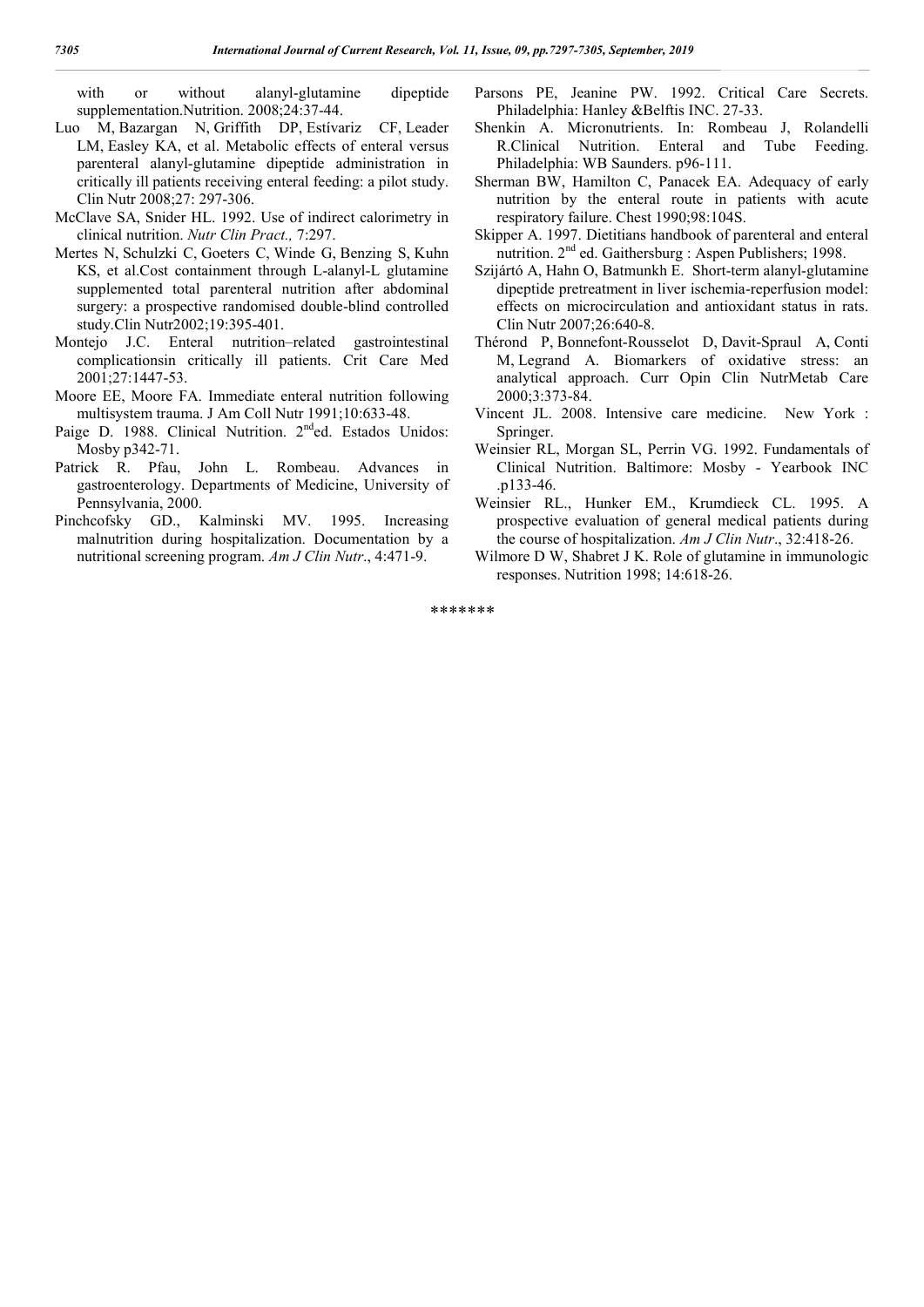with or without alanyl-glutamine dipeptide supplementation.Nutrition. 2008;24:37-44.

Luo M, Bazargan N, Griffith DP, Estívariz CF, Leader LM, Easley KA, et al. Metabolic effects of enteral versus parenteral alanyl-glutamine dipeptide administration in critically ill patients receiving enteral feeding: a pilot study. Clin Nutr 2008;27: 297-306.

McClave SA, Snider HL. 1992. Use of indirect calorimetry in clinical nutrition. *Nutr Clin Pract.,* 7:297.

Mertes N, Schulzki C, Goeters C, Winde G, Benzing S, Kuhn KS, et al.Cost containment through L-alanyl-L glutamine supplemented total parenteral nutrition after abdominal surgery: a prospective randomised double-blind controlled study.Clin Nutr2002;19:395-401.

Montejo J.C. Enteral nutrition–related gastrointestinal complicationsin critically ill patients. Crit Care Med 2001;27:1447-53.

Moore EE, Moore FA. Immediate enteral nutrition following multisystem trauma. J Am Coll Nutr 1991;10:633-48.

Paige D. 1988. Clinical Nutrition. 2nd ed. Estados Unidos: Mosby p342-71.

Patrick R. Pfau, John L. Rombeau. Advances in gastroenterology. Departments of Medicine, University of Pennsylvania, 2000.

Pinchcofsky GD., Kalminski MV. 1995. Increasing malnutrition during hospitalization. Documentation by a nutritional screening program. *Am J Clin Nutr*., 4:471-9.

Parsons PE, Jeanine PW. 1992. Critical Care Secrets. Philadelphia: Hanley &Belftis INC. 27-33.

Shenkin A. Micronutrients. In: Rombeau J, Rolandelli R.Clinical Nutrition. Enteral and Tube Feeding. Philadelphia: WB Saunders. p96-111.

Sherman BW, Hamilton C, Panacek EA. Adequacy of early nutrition by the enteral route in patients with acute respiratory failure. Chest 1990;98:104S.

Skipper A. 1997. Dietitians handbook of parenteral and enteral nutrition. 2nd ed. Gaithersburg : Aspen Publishers; 1998.

Szijártó A, Hahn O, Batmunkh E. Short-term alanyl-glutamine dipeptide pretreatment in liver ischemia-reperfusion model: effects on microcirculation and antioxidant status in rats. Clin Nutr 2007;26:640-8.

Thérond P, Bonnefont-Rousselot D, Davit-Spraul A, Conti M, Legrand A. Biomarkers of oxidative stress: an analytical approach. Curr Opin Clin NutrMetab Care 2000;3:373-84.

Vincent JL. 2008. Intensive care medicine. New York : Springer.

Weinsier RL, Morgan SL, Perrin VG. 1992. Fundamentals of Clinical Nutrition. Baltimore: Mosby - Yearbook INC .p133-46.

Weinsier RL., Hunker EM., Krumdieck CL. 1995. A prospective evaluation of general medical patients during the course of hospitalization. *Am J Clin Nutr*., 32:418-26.

Wilmore D W, Shabret J K. Role of glutamine in immunologic responses. Nutrition 1998; 14:618-26.

\*\*\*\*\*\*\*